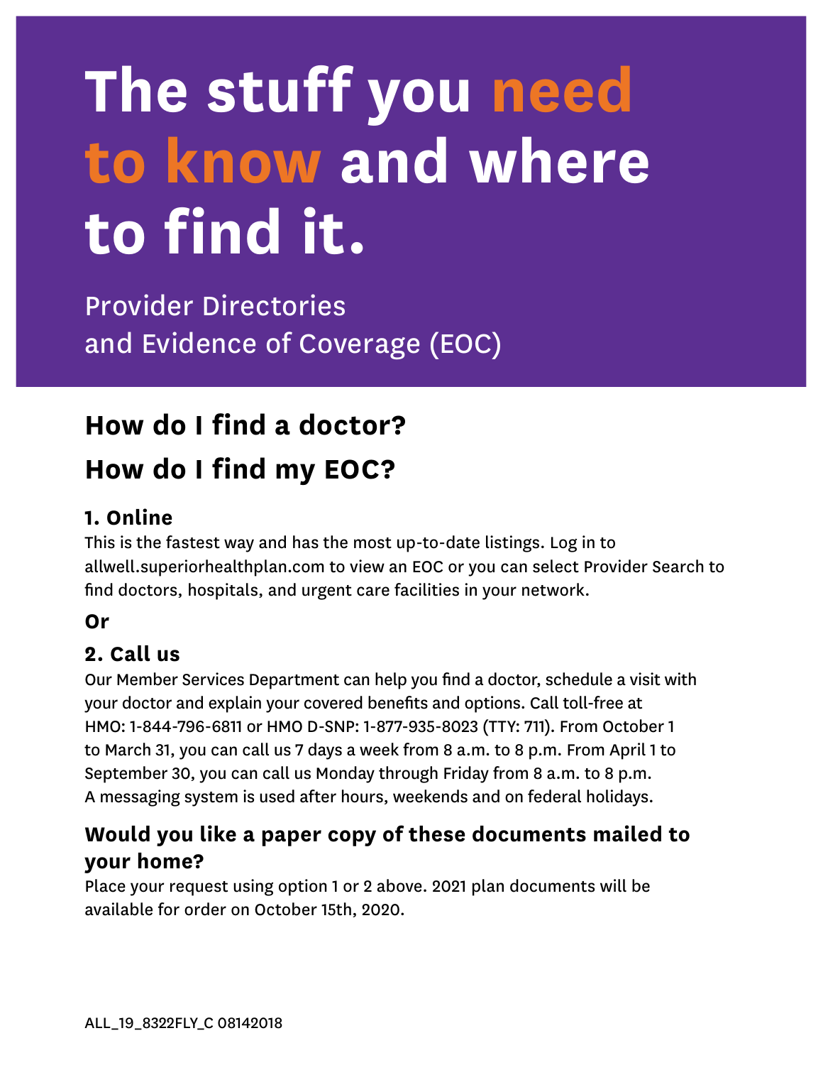# The stuff you need to know and where to find it.

Provider Directories
and Evidence of Coverage (EOC)

## How do I find a doctor?

## How do I find my EOC?

### 1. Online

This is the fastest way and has the most up-to-date listings. Log in to allwell.superiorhealthplan.com to view an EOC or you can select Provider Search to find doctors, hospitals, and urgent care facilities in your network.

**Or**

### 2. Call us

Our Member Services Department can help you find a doctor, schedule a visit with your doctor and explain your covered benefits and options. Call toll-free at HMO: 1-844-796-6811 or HMO D-SNP: 1-877-935-8023 (TTY: 711). From October 1 to March 31, you can call us 7 days a week from 8 a.m. to 8 p.m. From April 1 to September 30, you can call us Monday through Friday from 8 a.m. to 8 p.m. A messaging system is used after hours, weekends and on federal holidays.

### Would you like a paper copy of these documents mailed to your home?

Place your request using option 1 or 2 above. 2021 plan documents will be available for order on October 15th, 2020.

ALL_19_8322FLY_C 08142018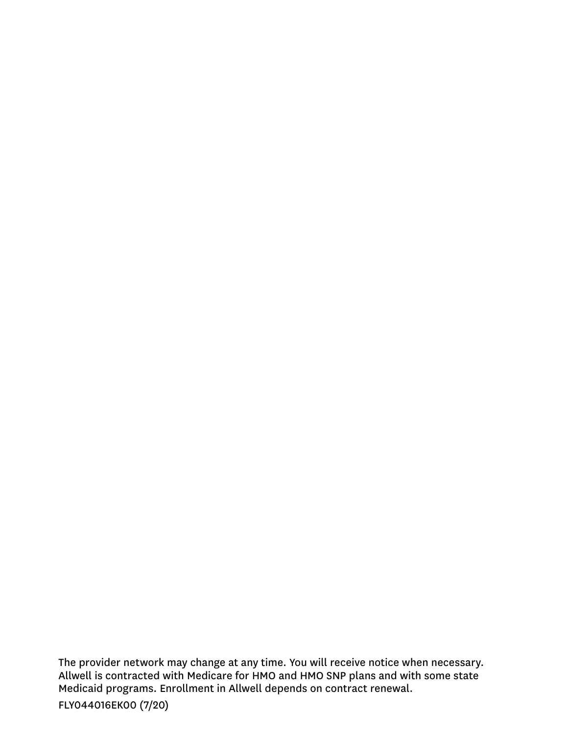The provider network may change at any time. You will receive notice when necessary. Allwell is contracted with Medicare for HMO and HMO SNP plans and with some state Medicaid programs. Enrollment in Allwell depends on contract renewal.

FLY044016EK00 (7/20)